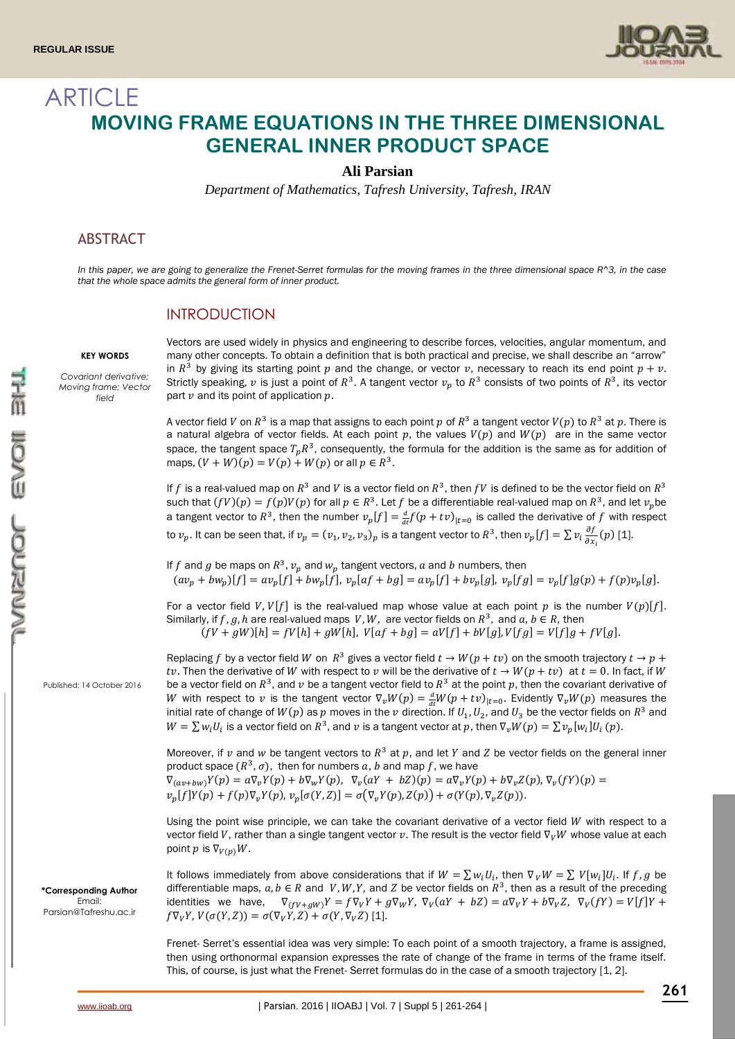REGULAR ISSUE

# ARTICLE

# MOVING FRAME EQUATIONS IN THE THREE DIMENSIONAL GENERAL INNER PRODUCT SPACE

**Ali Parsian**

*Department of Mathematics, Tafresh University, Tafresh, IRAN*

## ABSTRACT

*In this paper, we are going to generalize the Frenet-Serret formulas for the moving frames in the three dimensional space R^3, in the case that the whole space admits the general form of inner product.*

**KEY WORDS**

*Covariant derivative; Moving frame; Vector field*

Published: 14 October 2016

**\*Corresponding Author**
Email: Parsian@Tafreshu.ac.ir

## INTRODUCTION

Vectors are used widely in physics and engineering to describe forces, velocities, angular momentum, and many other concepts. To obtain a definition that is both practical and precise, we shall describe an "arrow" in $R^3$ by giving its starting point $p$ and the change, or vector $v$, necessary to reach its end point $p+v$. Strictly speaking, $v$ is just a point of $R^3$. A tangent vector $v_p$ to $R^3$ consists of two points of $R^3$, its vector part $v$ and its point of application $p$.

A vector field $V$ on $R^3$ is a map that assigns to each point $p$ of $R^3$ a tangent vector $V(p)$ to $R^3$ at $p$. There is a natural algebra of vector fields. At each point $p$, the values $V(p)$ and $W(p)$ are in the same vector space, the tangent space $T_pR^3$, consequently, the formula for the addition is the same as for addition of maps, $(V+W)(p) = V(p) + W(p)$ or all $p \in R^3$.

If $f$ is a real-valued map on $R^3$ and $V$ is a vector field on $R^3$, then $fV$ is defined to be the vector field on $R^3$ such that $(fV)(p) = f(p)V(p)$ for all $p \in R^3$. Let $f$ be a differentiable real-valued map on $R^3$, and let $v_p$ be a tangent vector to $R^3$, then the number $v_p[f] = \frac{d}{dt}f(p+tv)_{|t=0}$ is called the derivative of $f$ with respect to $v_p$. It can be seen that, if $v_p = (v_1, v_2, v_3)_p$ is a tangent vector to $R^3$, then $v_p[f] = \sum v_i \frac{\partial f}{\partial x_i}(p)$ [1].

If $f$ and $g$ be maps on $R^3$, $v_p$ and $w_p$ tangent vectors, $a$ and $b$ numbers, then

$$(av_p + bw_p)[f] = av_p[f] + bw_p[f],\ v_p[af+bg] = av_p[f] + bv_p[g],\ v_p[fg] = v_p[f]g(p) + f(p)v_p[g].$$

For a vector field $V$, $V[f]$ is the real-valued map whose value at each point $p$ is the number $V(p)[f]$. Similarly, if $f, g, h$ are real-valued maps $V, W$, are vector fields on $R^3$, and $a, b \in R$, then

$$(fV + gW)[h] = fV[h] + gW[h],\ V[af+bg] = aV[f] + bV[g], V[fg] = V[f]g + fV[g].$$

Replacing $f$ by a vector field $W$ on $R^3$ gives a vector field $t \to W(p+tv)$ on the smooth trajectory $t \to p + tv$. Then the derivative of $W$ with respect to $v$ will be the derivative of $t \to W(p+tv)$ at $t=0$. In fact, if $W$ be a vector field on $R^3$, and $v$ be a tangent vector field to $R^3$ at the point $p$, then the covariant derivative of $W$ with respect to $v$ is the tangent vector $\nabla_v W(p) = \frac{d}{dt}W(p+tv)_{|t=0}$. Evidently $\nabla_v W(p)$ measures the initial rate of change of $W(p)$ as $p$ moves in the $v$ direction. If $U_1, U_2$, and $U_3$ be the vector fields on $R^3$ and $W = \sum w_i U_i$ is a vector field on $R^3$, and $v$ is a tangent vector at $p$, then $\nabla_v W(p) = \sum v_p[w_i]U_i(p)$.

Moreover, if $v$ and $w$ be tangent vectors to $R^3$ at $p$, and let $Y$ and $Z$ be vector fields on the general inner product space $(R^3, \sigma)$, then for numbers $a, b$ and map $f$, we have

$\nabla_{(av+bw)}Y(p) = a\nabla_v Y(p) + b\nabla_w Y(p)$, $\nabla_v(aY + bZ)(p) = a\nabla_v Y(p) + b\nabla_v Z(p)$, $\nabla_v(fY)(p) = v_p[f]Y(p) + f(p)\nabla_v Y(p)$, $v_p[\sigma(Y,Z)] = \sigma(\nabla_v Y(p), Z(p)) + \sigma(Y(p), \nabla_v Z(p))$.

Using the point wise principle, we can take the covariant derivative of a vector field $W$ with respect to a vector field $V$, rather than a single tangent vector $v$. The result is the vector field $\nabla_V W$ whose value at each point $p$ is $\nabla_{V(p)}W$.

It follows immediately from above considerations that if $W = \sum w_i U_i$, then $\nabla_V W = \sum V[w_i]U_i$. If $f, g$ be differentiable maps, $a, b \in R$ and $V, W, Y$, and $Z$ be vector fields on $R^3$, then as a result of the preceding identities we have, $\nabla_{(fV+gW)}Y = f\nabla_V Y + g\nabla_W Y$, $\nabla_V(aY + bZ) = a\nabla_V Y + b\nabla_V Z$, $\nabla_V(fY) = V[f]Y + f\nabla_V Y$, $V(\sigma(Y,Z)) = \sigma(\nabla_V Y, Z) + \sigma(Y, \nabla_V Z)$ [1].

Frenet- Serret's essential idea was very simple: To each point of a smooth trajectory, a frame is assigned, then using orthonormal expansion expresses the rate of change of the frame in terms of the frame itself. This, of course, is just what the Frenet- Serret formulas do in the case of a smooth trajectory [1, 2].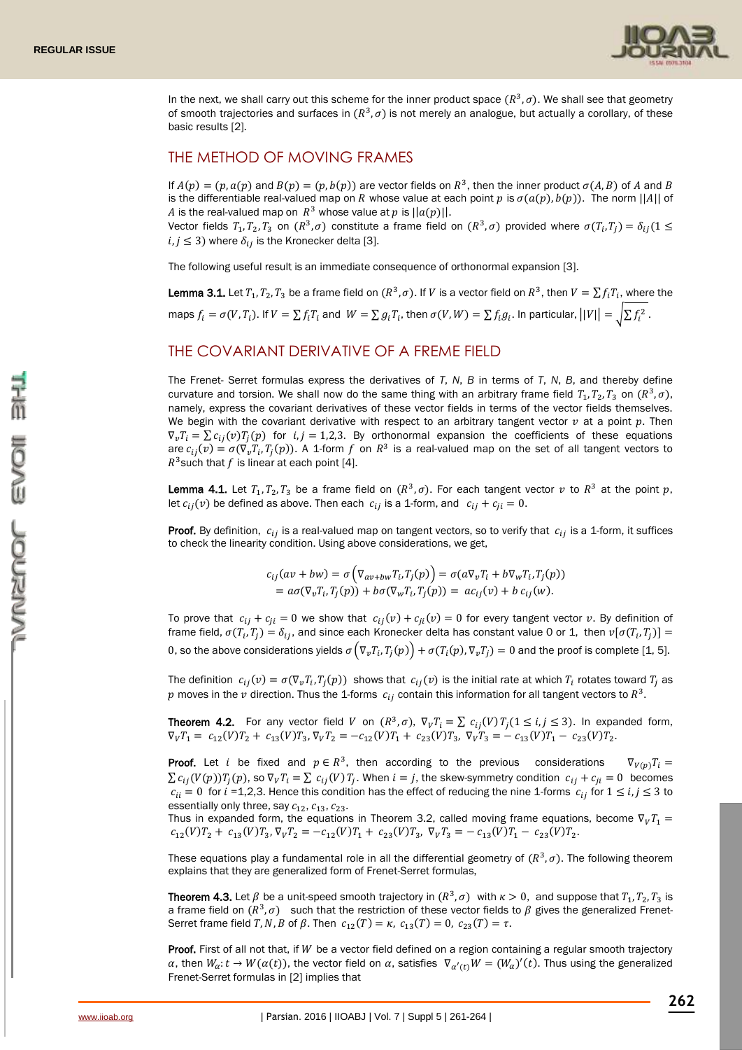In the next, we shall carry out this scheme for the inner product space $(R^3, \sigma)$. We shall see that geometry of smooth trajectories and surfaces in $(R^3, \sigma)$ is not merely an analogue, but actually a corollary, of these basic results [2].

## THE METHOD OF MOVING FRAMES

If $A(p) = (p, a(p))$ and $B(p) = (p, b(p))$ are vector fields on $R^3$, then the inner product $\sigma(A, B)$ of $A$ and $B$ is the differentiable real-valued map on $R$ whose value at each point $p$ is $\sigma(a(p), b(p))$. The norm $||A||$ of $A$ is the real-valued map on $R^3$ whose value at $p$ is $||a(p)||$.
Vector fields $T_1, T_2, T_3$ on $(R^3, \sigma)$ constitute a frame field on $(R^3, \sigma)$ provided where $\sigma(T_i, T_j) = \delta_{ij} (1 \leq i, j \leq 3)$ where $\delta_{ij}$ is the Kronecker delta [3].

The following useful result is an immediate consequence of orthonormal expansion [3].

**Lemma 3.1.** Let $T_1, T_2, T_3$ be a frame field on $(R^3, \sigma)$. If $V$ is a vector field on $R^3$, then $V = \sum f_i T_i$, where the maps $f_i = \sigma(V, T_i)$. If $V = \sum f_i T_i$ and $W = \sum g_i T_i$, then $\sigma(V, W) = \sum f_i g_i$. In particular, $||V|| = \sqrt{\sum f_i^2}$.

## THE COVARIANT DERIVATIVE OF A FREME FIELD

The Frenet- Serret formulas express the derivatives of $T$, $N$, $B$ in terms of $T$, $N$, $B$, and thereby define curvature and torsion. We shall now do the same thing with an arbitrary frame field $T_1, T_2, T_3$ on $(R^3, \sigma)$, namely, express the covariant derivatives of these vector fields in terms of the vector fields themselves. We begin with the covariant derivative with respect to an arbitrary tangent vector $v$ at a point $p$. Then $\nabla_v T_i = \sum c_{ij}(v) T_j(p)$ for $i, j = 1,2,3$. By orthonormal expansion the coefficients of these equations are $c_{ij}(v) = \sigma(\nabla_v T_i, T_j(p))$. A 1-form $f$ on $R^3$ is a real-valued map on the set of all tangent vectors to $R^3$ such that $f$ is linear at each point [4].

**Lemma 4.1.** Let $T_1, T_2, T_3$ be a frame field on $(R^3, \sigma)$. For each tangent vector $v$ to $R^3$ at the point $p$, let $c_{ij}(v)$ be defined as above. Then each $c_{ij}$ is a 1-form, and $c_{ij} + c_{ji} = 0$.

**Proof.** By definition, $c_{ij}$ is a real-valued map on tangent vectors, so to verify that $c_{ij}$ is a 1-form, it suffices to check the linearity condition. Using above considerations, we get,

$$
\begin{aligned}
c_{ij}(av + bw) &= \sigma\left(\nabla_{av+bw} T_i, T_j(p)\right) = \sigma(a\nabla_v T_i + b\nabla_w T_i, T_j(p)) \\
&= a\sigma(\nabla_v T_i, T_j(p)) + b\sigma(\nabla_w T_i, T_j(p)) = a c_{ij}(v) + b\, c_{ij}(w).
\end{aligned}
$$

To prove that $c_{ij} + c_{ji} = 0$ we show that $c_{ij}(v) + c_{ji}(v) = 0$ for every tangent vector $v$. By definition of frame field, $\sigma(T_i, T_j) = \delta_{ij}$, and since each Kronecker delta has constant value 0 or 1, then $v[\sigma(T_i, T_j)] = 0$, so the above considerations yields $\sigma\left(\nabla_v T_i, T_j(p)\right) + \sigma(T_i(p), \nabla_v T_j) = 0$ and the proof is complete [1, 5].

The definition $c_{ij}(v) = \sigma(\nabla_v T_i, T_j(p))$ shows that $c_{ij}(v)$ is the initial rate at which $T_i$ rotates toward $T_j$ as $p$ moves in the $v$ direction. Thus the 1-forms $c_{ij}$ contain this information for all tangent vectors to $R^3$.

**Theorem 4.2.** For any vector field $V$ on $(R^3, \sigma)$, $\nabla_V T_i = \sum c_{ij}(V) T_j (1 \leq i, j \leq 3)$. In expanded form, $\nabla_V T_1 = c_{12}(V) T_2 + c_{13}(V) T_3$, $\nabla_V T_2 = -c_{12}(V) T_1 + c_{23}(V) T_3$, $\nabla_V T_3 = -c_{13}(V) T_1 - c_{23}(V) T_2$.

**Proof.** Let $i$ be fixed and $p \in R^3$, then according to the previous considerations $\nabla_{V(p)} T_i = \sum c_{ij}(V(p)) T_j(p)$, so $\nabla_V T_i = \sum c_{ij}(V) T_j$. When $i = j$, the skew-symmetry condition $c_{ij} + c_{ji} = 0$ becomes $c_{ii} = 0$ for $i$ =1,2,3. Hence this condition has the effect of reducing the nine 1-forms $c_{ij}$ for $1 \leq i, j \leq 3$ to essentially only three, say $c_{12}, c_{13}, c_{23}$.
Thus in expanded form, the equations in Theorem 3.2, called moving frame equations, become $\nabla_V T_1 = c_{12}(V) T_2 + c_{13}(V) T_3$, $\nabla_V T_2 = -c_{12}(V) T_1 + c_{23}(V) T_3$, $\nabla_V T_3 = -c_{13}(V) T_1 - c_{23}(V) T_2$.

These equations play a fundamental role in all the differential geometry of $(R^3, \sigma)$. The following theorem explains that they are generalized form of Frenet-Serret formulas,

**Theorem 4.3.** Let $\beta$ be a unit-speed smooth trajectory in $(R^3, \sigma)$ with $\kappa > 0$, and suppose that $T_1, T_2, T_3$ is a frame field on $(R^3, \sigma)$ such that the restriction of these vector fields to $\beta$ gives the generalized Frenet-Serret frame field $T, N, B$ of $\beta$. Then $c_{12}(T) = \kappa$, $c_{13}(T) = 0$, $c_{23}(T) = \tau$.

**Proof.** First of all not that, if $W$ be a vector field defined on a region containing a regular smooth trajectory $\alpha$, then $W_\alpha : t \to W(\alpha(t))$, the vector field on $\alpha$, satisfies $\nabla_{\alpha'(t)} W = (W_\alpha)'(t)$. Thus using the generalized Frenet-Serret formulas in [2] implies that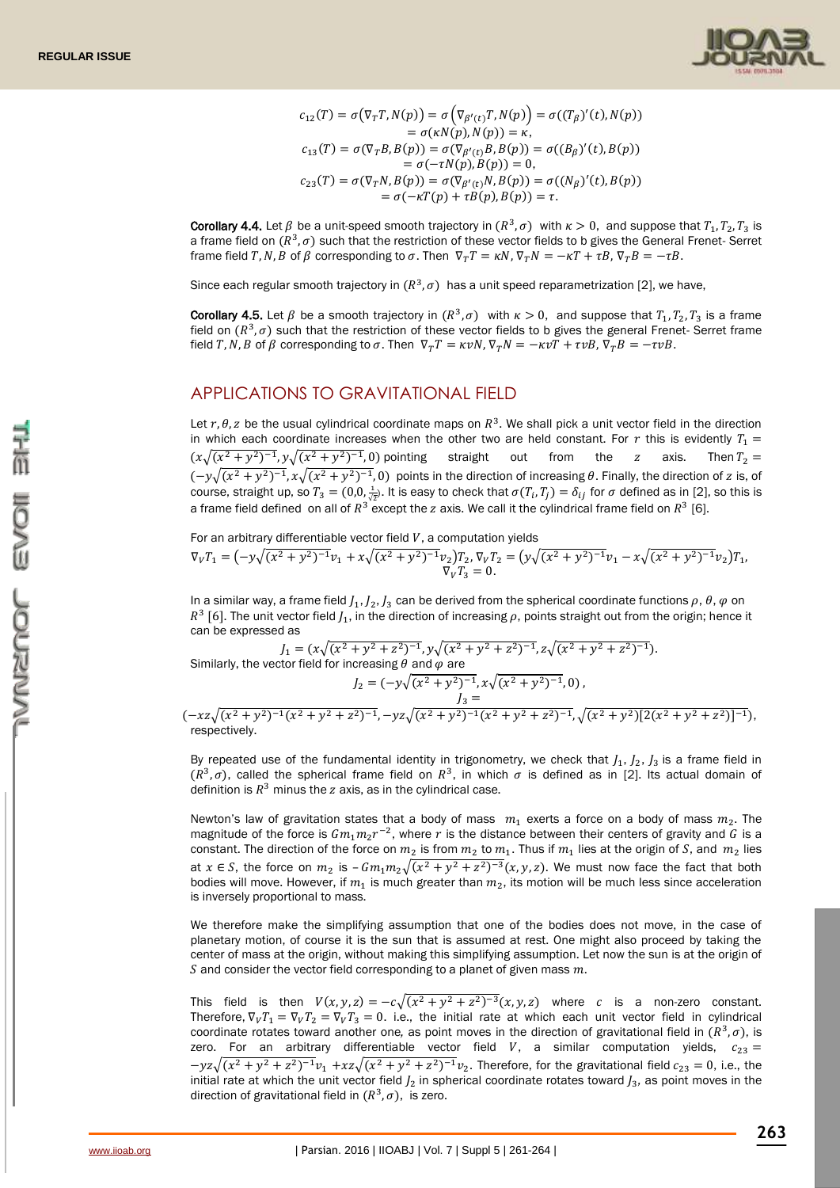$$c_{12}(T) = \sigma(\nabla_T T, N(p)) = \sigma\left(\nabla_{\beta'(t)} T, N(p)\right) = \sigma((T_\beta)'(t), N(p))$$
$$= \sigma(\kappa N(p), N(p)) = \kappa,$$
$$c_{13}(T) = \sigma(\nabla_T B, B(p)) = \sigma(\nabla_{\beta'(t)} B, B(p)) = \sigma((B_\beta)'(t), B(p))$$
$$= \sigma(-\tau N(p), B(p)) = 0,$$
$$c_{23}(T) = \sigma(\nabla_T N, B(p)) = \sigma(\nabla_{\beta'(t)} N, B(p)) = \sigma((N_\beta)'(t), B(p))$$
$$= \sigma(-\kappa T(p) + \tau B(p), B(p)) = \tau.$$

**Corollary 4.4.** Let $\beta$ be a unit-speed smooth trajectory in $(R^3, \sigma)$ with $\kappa > 0$, and suppose that $T_1, T_2, T_3$ is a frame field on $(R^3, \sigma)$ such that the restriction of these vector fields to b gives the General Frenet- Serret frame field $T, N, B$ of $\beta$ corresponding to $\sigma$. Then $\nabla_T T = \kappa N, \nabla_T N = -\kappa T + \tau B, \nabla_T B = -\tau B$.

Since each regular smooth trajectory in $(R^3, \sigma)$ has a unit speed reparametrization [2], we have,

**Corollary 4.5.** Let $\beta$ be a smooth trajectory in $(R^3, \sigma)$ with $\kappa > 0$, and suppose that $T_1, T_2, T_3$ is a frame field on $(R^3, \sigma)$ such that the restriction of these vector fields to b gives the general Frenet- Serret frame field $T, N, B$ of $\beta$ corresponding to $\sigma$. Then $\nabla_T T = \kappa v N, \nabla_T N = -\kappa v T + \tau v B, \nabla_T B = -\tau v B$.

## APPLICATIONS TO GRAVITATIONAL FIELD

Let $r, \theta, z$ be the usual cylindrical coordinate maps on $R^3$. We shall pick a unit vector field in the direction in which each coordinate increases when the other two are held constant. For $r$ this is evidently $T_1 = (x\sqrt{(x^2+y^2)^{-1}}, y\sqrt{(x^2+y^2)^{-1}}, 0)$ pointing straight out from the $z$ axis. Then $T_2 = (-y\sqrt{(x^2+y^2)^{-1}}, x\sqrt{(x^2+y^2)^{-1}}, 0)$ points in the direction of increasing $\theta$. Finally, the direction of $z$ is, of course, straight up, so $T_3 = (0,0,\frac{1}{\sqrt{2}})$. It is easy to check that $\sigma(T_i, T_j) = \delta_{ij}$ for $\sigma$ defined as in [2], so this is a frame field defined on all of $R^3$ except the $z$ axis. We call it the cylindrical frame field on $R^3$ [6].

For an arbitrary differentiable vector field $V$, a computation yields

$$\nabla_V T_1 = \left(-y\sqrt{(x^2+y^2)^{-1}}v_1 + x\sqrt{(x^2+y^2)^{-1}}v_2\right)T_2, \nabla_V T_2 = \left(y\sqrt{(x^2+y^2)^{-1}}v_1 - x\sqrt{(x^2+y^2)^{-1}}v_2\right)T_1,$$
$$\nabla_V T_3 = 0.$$

In a similar way, a frame field $J_1, J_2, J_3$ can be derived from the spherical coordinate functions $\rho, \theta, \varphi$ on $R^3$ [6]. The unit vector field $J_1$, in the direction of increasing $\rho$, points straight out from the origin; hence it can be expressed as

$$J_1 = (x\sqrt{(x^2+y^2+z^2)^{-1}}, y\sqrt{(x^2+y^2+z^2)^{-1}}, z\sqrt{(x^2+y^2+z^2)^{-1}}).$$

Similarly, the vector field for increasing $\theta$ and $\varphi$ are

$$J_2 = (-y\sqrt{(x^2+y^2)^{-1}}, x\sqrt{(x^2+y^2)^{-1}}, 0),$$
$$J_3 = (-xz\sqrt{(x^2+y^2)^{-1}(x^2+y^2+z^2)^{-1}}, -yz\sqrt{(x^2+y^2)^{-1}(x^2+y^2+z^2)^{-1}}, \sqrt{(x^2+y^2)[2(x^2+y^2+z^2)]^{-1}}),$$

respectively.

By repeated use of the fundamental identity in trigonometry, we check that $J_1, J_2, J_3$ is a frame field in $(R^3, \sigma)$, called the spherical frame field on $R^3$, in which $\sigma$ is defined as in [2]. Its actual domain of definition is $R^3$ minus the $z$ axis, as in the cylindrical case.

Newton's law of gravitation states that a body of mass $m_1$ exerts a force on a body of mass $m_2$. The magnitude of the force is $Gm_1m_2r^{-2}$, where $r$ is the distance between their centers of gravity and $G$ is a constant. The direction of the force on $m_2$ is from $m_2$ to $m_1$. Thus if $m_1$ lies at the origin of $S$, and $m_2$ lies at $x \in S$, the force on $m_2$ is $-Gm_1m_2\sqrt{(x^2+y^2+z^2)^{-3}}(x,y,z)$. We must now face the fact that both bodies will move. However, if $m_1$ is much greater than $m_2$, its motion will be much less since acceleration is inversely proportional to mass.

We therefore make the simplifying assumption that one of the bodies does not move, in the case of planetary motion, of course it is the sun that is assumed at rest. One might also proceed by taking the center of mass at the origin, without making this simplifying assumption. Let now the sun is at the origin of $S$ and consider the vector field corresponding to a planet of given mass $m$.

This field is then $V(x,y,z) = -c\sqrt{(x^2+y^2+z^2)^{-3}}(x,y,z)$ where $c$ is a non-zero constant. Therefore, $\nabla_V T_1 = \nabla_V T_2 = \nabla_V T_3 = 0$. i.e., the initial rate at which each unit vector field in cylindrical coordinate rotates toward another one, as point moves in the direction of gravitational field in $(R^3, \sigma)$, is zero. For an arbitrary differentiable vector field $V$, a similar computation yields, $c_{23} = -yz\sqrt{(x^2+y^2+z^2)^{-1}}v_1 + xz\sqrt{(x^2+y^2+z^2)^{-1}}v_2$. Therefore, for the gravitational field $c_{23} = 0$, i.e., the initial rate at which the unit vector field $J_2$ in spherical coordinate rotates toward $J_3$, as point moves in the direction of gravitational field in $(R^3, \sigma)$, is zero.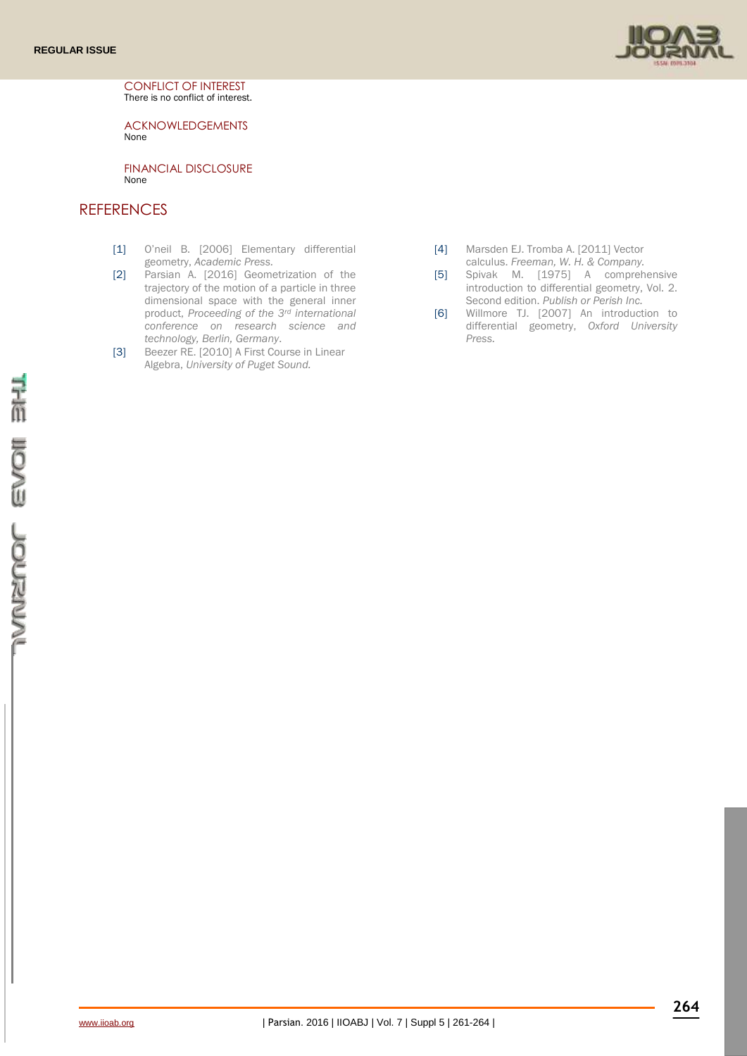### CONFLICT OF INTEREST

There is no conflict of interest.

### ACKNOWLEDGEMENTS

None

### FINANCIAL DISCLOSURE

None

## REFERENCES

[1] O'neil B. [2006] Elementary differential geometry, *Academic Press.*

[2] Parsian A. [2016] Geometrization of the trajectory of the motion of a particle in three dimensional space with the general inner product, *Proceeding of the 3rd international conference on research science and technology, Berlin, Germany*.

[3] Beezer RE. [2010] A First Course in Linear Algebra, *University of Puget Sound.*

[4] Marsden EJ. Tromba A. [2011] Vector calculus. *Freeman, W. H. & Company.*

[5] Spivak M. [1975] A comprehensive introduction to differential geometry, Vol. 2. Second edition. *Publish or Perish Inc.*

[6] Willmore TJ. [2007] An introduction to differential geometry, *Oxford University Press.*